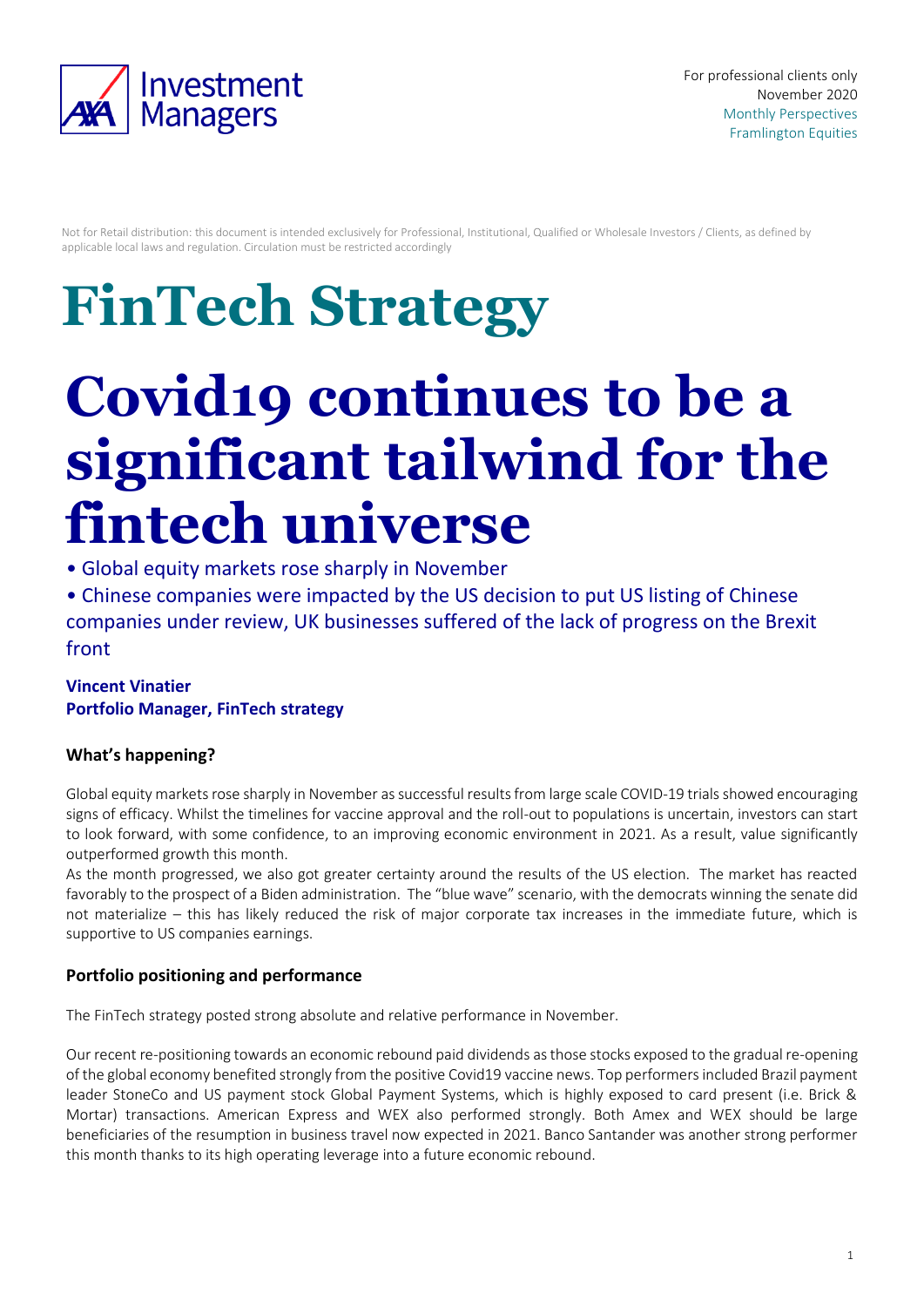For professional clients only
November 2020
Monthly Perspectives
Framlington Equities

Not for Retail distribution: this document is intended exclusively for Professional, Institutional, Qualified or Wholesale Investors / Clients, as defined by applicable local laws and regulation. Circulation must be restricted accordingly

# FinTech Strategy

# Covid19 continues to be a significant tailwind for the fintech universe

- Global equity markets rose sharply in November
- Chinese companies were impacted by the US decision to put US listing of Chinese companies under review, UK businesses suffered of the lack of progress on the Brexit front

**Vincent Vinatier**
**Portfolio Manager, FinTech strategy**

### What's happening?

Global equity markets rose sharply in November as successful results from large scale COVID-19 trials showed encouraging signs of efficacy. Whilst the timelines for vaccine approval and the roll-out to populations is uncertain, investors can start to look forward, with some confidence, to an improving economic environment in 2021. As a result, value significantly outperformed growth this month.
As the month progressed, we also got greater certainty around the results of the US election. The market has reacted favorably to the prospect of a Biden administration. The "blue wave" scenario, with the democrats winning the senate did not materialize – this has likely reduced the risk of major corporate tax increases in the immediate future, which is supportive to US companies earnings.

### Portfolio positioning and performance

The FinTech strategy posted strong absolute and relative performance in November.

Our recent re-positioning towards an economic rebound paid dividends as those stocks exposed to the gradual re-opening of the global economy benefited strongly from the positive Covid19 vaccine news. Top performers included Brazil payment leader StoneCo and US payment stock Global Payment Systems, which is highly exposed to card present (i.e. Brick & Mortar) transactions. American Express and WEX also performed strongly. Both Amex and WEX should be large beneficiaries of the resumption in business travel now expected in 2021. Banco Santander was another strong performer this month thanks to its high operating leverage into a future economic rebound.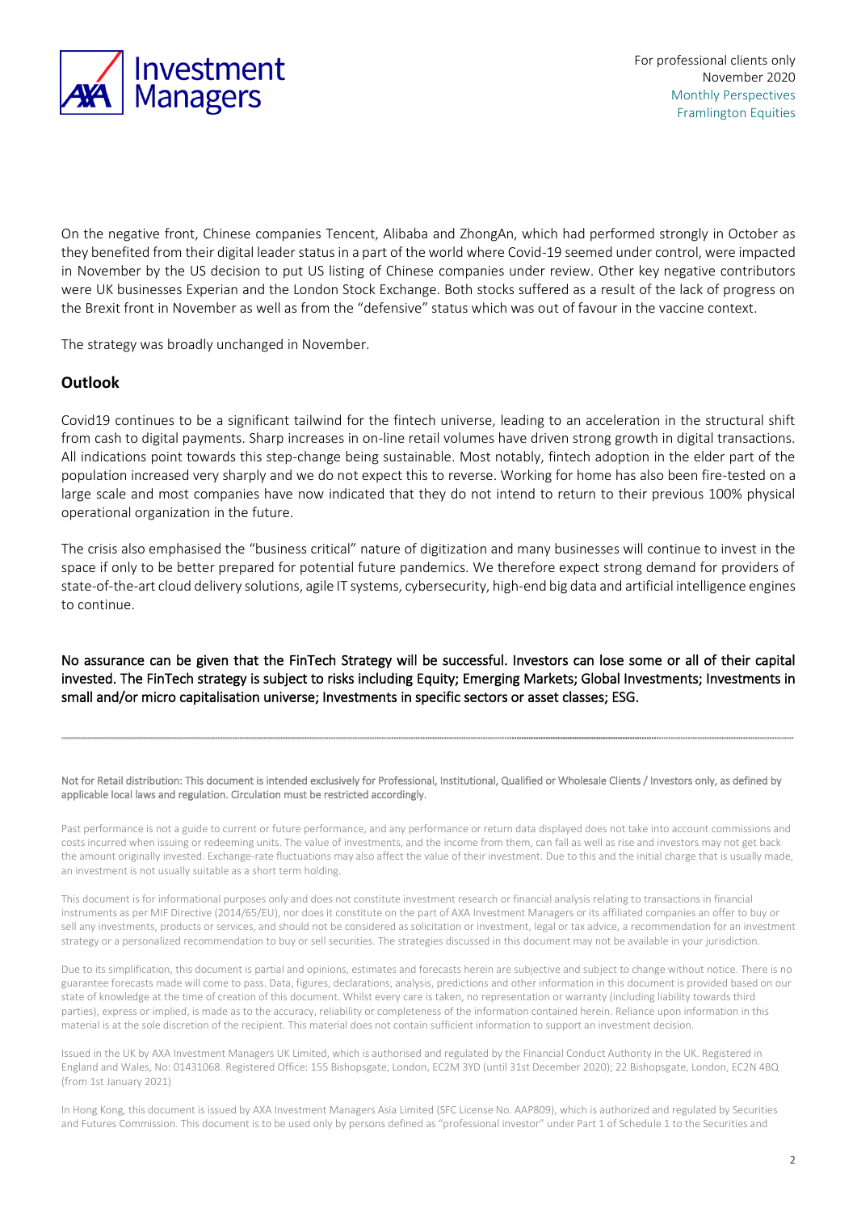On the negative front, Chinese companies Tencent, Alibaba and ZhongAn, which had performed strongly in October as they benefited from their digital leader status in a part of the world where Covid-19 seemed under control, were impacted in November by the US decision to put US listing of Chinese companies under review. Other key negative contributors were UK businesses Experian and the London Stock Exchange. Both stocks suffered as a result of the lack of progress on the Brexit front in November as well as from the "defensive" status which was out of favour in the vaccine context.

The strategy was broadly unchanged in November.

## Outlook

Covid19 continues to be a significant tailwind for the fintech universe, leading to an acceleration in the structural shift from cash to digital payments. Sharp increases in on-line retail volumes have driven strong growth in digital transactions. All indications point towards this step-change being sustainable. Most notably, fintech adoption in the elder part of the population increased very sharply and we do not expect this to reverse. Working for home has also been fire-tested on a large scale and most companies have now indicated that they do not intend to return to their previous 100% physical operational organization in the future.

The crisis also emphasised the "business critical" nature of digitization and many businesses will continue to invest in the space if only to be better prepared for potential future pandemics. We therefore expect strong demand for providers of state-of-the-art cloud delivery solutions, agile IT systems, cybersecurity, high-end big data and artificial intelligence engines to continue.

No assurance can be given that the FinTech Strategy will be successful. Investors can lose some or all of their capital invested. The FinTech strategy is subject to risks including Equity; Emerging Markets; Global Investments; Investments in small and/or micro capitalisation universe; Investments in specific sectors or asset classes; ESG.

---

Not for Retail distribution: This document is intended exclusively for Professional, Institutional, Qualified or Wholesale Clients / Investors only, as defined by applicable local laws and regulation. Circulation must be restricted accordingly.

Past performance is not a guide to current or future performance, and any performance or return data displayed does not take into account commissions and costs incurred when issuing or redeeming units. The value of investments, and the income from them, can fall as well as rise and investors may not get back the amount originally invested. Exchange-rate fluctuations may also affect the value of their investment. Due to this and the initial charge that is usually made, an investment is not usually suitable as a short term holding.

This document is for informational purposes only and does not constitute investment research or financial analysis relating to transactions in financial instruments as per MIF Directive (2014/65/EU), nor does it constitute on the part of AXA Investment Managers or its affiliated companies an offer to buy or sell any investments, products or services, and should not be considered as solicitation or investment, legal or tax advice, a recommendation for an investment strategy or a personalized recommendation to buy or sell securities. The strategies discussed in this document may not be available in your jurisdiction.

Due to its simplification, this document is partial and opinions, estimates and forecasts herein are subjective and subject to change without notice. There is no guarantee forecasts made will come to pass. Data, figures, declarations, analysis, predictions and other information in this document is provided based on our state of knowledge at the time of creation of this document. Whilst every care is taken, no representation or warranty (including liability towards third parties), express or implied, is made as to the accuracy, reliability or completeness of the information contained herein. Reliance upon information in this material is at the sole discretion of the recipient. This material does not contain sufficient information to support an investment decision.

Issued in the UK by AXA Investment Managers UK Limited, which is authorised and regulated by the Financial Conduct Authority in the UK. Registered in England and Wales, No: 01431068. Registered Office: 155 Bishopsgate, London, EC2M 3YD (until 31st December 2020); 22 Bishopsgate, London, EC2N 4BQ (from 1st January 2021)

In Hong Kong, this document is issued by AXA Investment Managers Asia Limited (SFC License No. AAP809), which is authorized and regulated by Securities and Futures Commission. This document is to be used only by persons defined as "professional investor" under Part 1 of Schedule 1 to the Securities and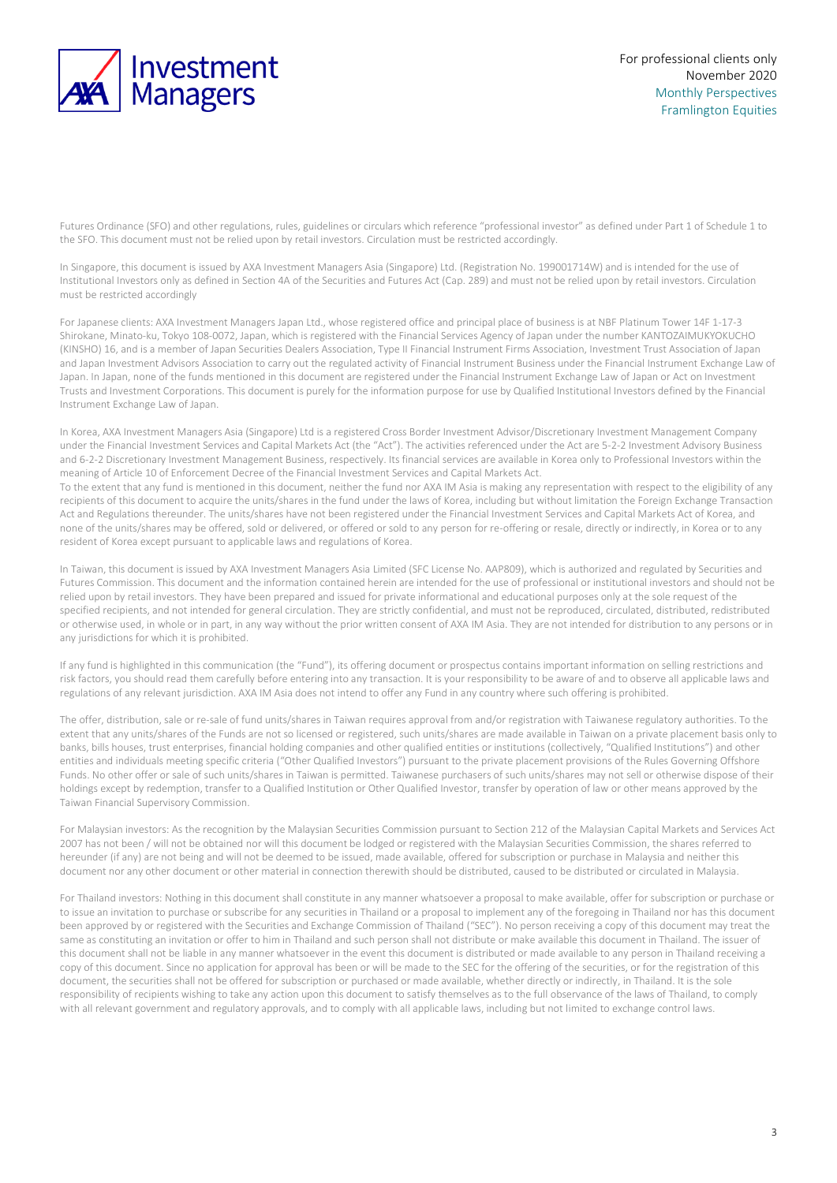Futures Ordinance (SFO) and other regulations, rules, guidelines or circulars which reference "professional investor" as defined under Part 1 of Schedule 1 to the SFO. This document must not be relied upon by retail investors. Circulation must be restricted accordingly.

In Singapore, this document is issued by AXA Investment Managers Asia (Singapore) Ltd. (Registration No. 199001714W) and is intended for the use of Institutional Investors only as defined in Section 4A of the Securities and Futures Act (Cap. 289) and must not be relied upon by retail investors. Circulation must be restricted accordingly

For Japanese clients: AXA Investment Managers Japan Ltd., whose registered office and principal place of business is at NBF Platinum Tower 14F 1-17-3 Shirokane, Minato-ku, Tokyo 108-0072, Japan, which is registered with the Financial Services Agency of Japan under the number KANTOZAIMUKYOKUCHO (KINSHO) 16, and is a member of Japan Securities Dealers Association, Type II Financial Instrument Firms Association, Investment Trust Association of Japan and Japan Investment Advisors Association to carry out the regulated activity of Financial Instrument Business under the Financial Instrument Exchange Law of Japan. In Japan, none of the funds mentioned in this document are registered under the Financial Instrument Exchange Law of Japan or Act on Investment Trusts and Investment Corporations. This document is purely for the information purpose for use by Qualified Institutional Investors defined by the Financial Instrument Exchange Law of Japan.

In Korea, AXA Investment Managers Asia (Singapore) Ltd is a registered Cross Border Investment Advisor/Discretionary Investment Management Company under the Financial Investment Services and Capital Markets Act (the "Act"). The activities referenced under the Act are 5-2-2 Investment Advisory Business and 6-2-2 Discretionary Investment Management Business, respectively. Its financial services are available in Korea only to Professional Investors within the meaning of Article 10 of Enforcement Decree of the Financial Investment Services and Capital Markets Act.
To the extent that any fund is mentioned in this document, neither the fund nor AXA IM Asia is making any representation with respect to the eligibility of any recipients of this document to acquire the units/shares in the fund under the laws of Korea, including but without limitation the Foreign Exchange Transaction Act and Regulations thereunder. The units/shares have not been registered under the Financial Investment Services and Capital Markets Act of Korea, and none of the units/shares may be offered, sold or delivered, or offered or sold to any person for re-offering or resale, directly or indirectly, in Korea or to any resident of Korea except pursuant to applicable laws and regulations of Korea.

In Taiwan, this document is issued by AXA Investment Managers Asia Limited (SFC License No. AAP809), which is authorized and regulated by Securities and Futures Commission. This document and the information contained herein are intended for the use of professional or institutional investors and should not be relied upon by retail investors. They have been prepared and issued for private informational and educational purposes only at the sole request of the specified recipients, and not intended for general circulation. They are strictly confidential, and must not be reproduced, circulated, distributed, redistributed or otherwise used, in whole or in part, in any way without the prior written consent of AXA IM Asia. They are not intended for distribution to any persons or in any jurisdictions for which it is prohibited.

If any fund is highlighted in this communication (the "Fund"), its offering document or prospectus contains important information on selling restrictions and risk factors, you should read them carefully before entering into any transaction. It is your responsibility to be aware of and to observe all applicable laws and regulations of any relevant jurisdiction. AXA IM Asia does not intend to offer any Fund in any country where such offering is prohibited.

The offer, distribution, sale or re-sale of fund units/shares in Taiwan requires approval from and/or registration with Taiwanese regulatory authorities. To the extent that any units/shares of the Funds are not so licensed or registered, such units/shares are made available in Taiwan on a private placement basis only to banks, bills houses, trust enterprises, financial holding companies and other qualified entities or institutions (collectively, "Qualified Institutions") and other entities and individuals meeting specific criteria ("Other Qualified Investors") pursuant to the private placement provisions of the Rules Governing Offshore Funds. No other offer or sale of such units/shares in Taiwan is permitted. Taiwanese purchasers of such units/shares may not sell or otherwise dispose of their holdings except by redemption, transfer to a Qualified Institution or Other Qualified Investor, transfer by operation of law or other means approved by the Taiwan Financial Supervisory Commission.

For Malaysian investors: As the recognition by the Malaysian Securities Commission pursuant to Section 212 of the Malaysian Capital Markets and Services Act 2007 has not been / will not be obtained nor will this document be lodged or registered with the Malaysian Securities Commission, the shares referred to hereunder (if any) are not being and will not be deemed to be issued, made available, offered for subscription or purchase in Malaysia and neither this document nor any other document or other material in connection therewith should be distributed, caused to be distributed or circulated in Malaysia.

For Thailand investors: Nothing in this document shall constitute in any manner whatsoever a proposal to make available, offer for subscription or purchase or to issue an invitation to purchase or subscribe for any securities in Thailand or a proposal to implement any of the foregoing in Thailand nor has this document been approved by or registered with the Securities and Exchange Commission of Thailand ("SEC"). No person receiving a copy of this document may treat the same as constituting an invitation or offer to him in Thailand and such person shall not distribute or make available this document in Thailand. The issuer of this document shall not be liable in any manner whatsoever in the event this document is distributed or made available to any person in Thailand receiving a copy of this document. Since no application for approval has been or will be made to the SEC for the offering of the securities, or for the registration of this document, the securities shall not be offered for subscription or purchased or made available, whether directly or indirectly, in Thailand. It is the sole responsibility of recipients wishing to take any action upon this document to satisfy themselves as to the full observance of the laws of Thailand, to comply with all relevant government and regulatory approvals, and to comply with all applicable laws, including but not limited to exchange control laws.